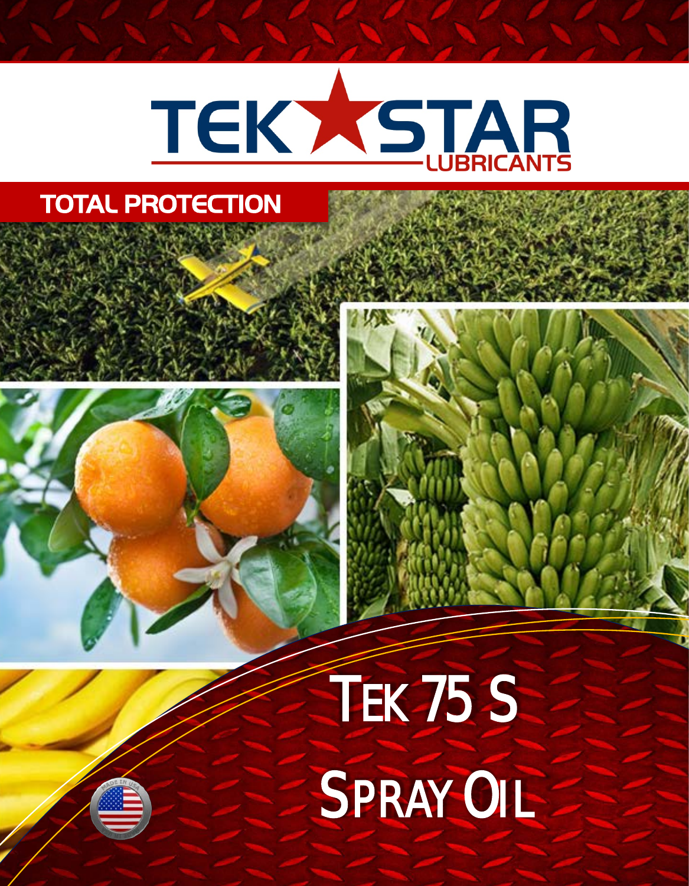# TEK STAR LUBRICANTS

## TOTAL PROTECTION

# TEK 75 S SPRAY OIL

MADE IN USA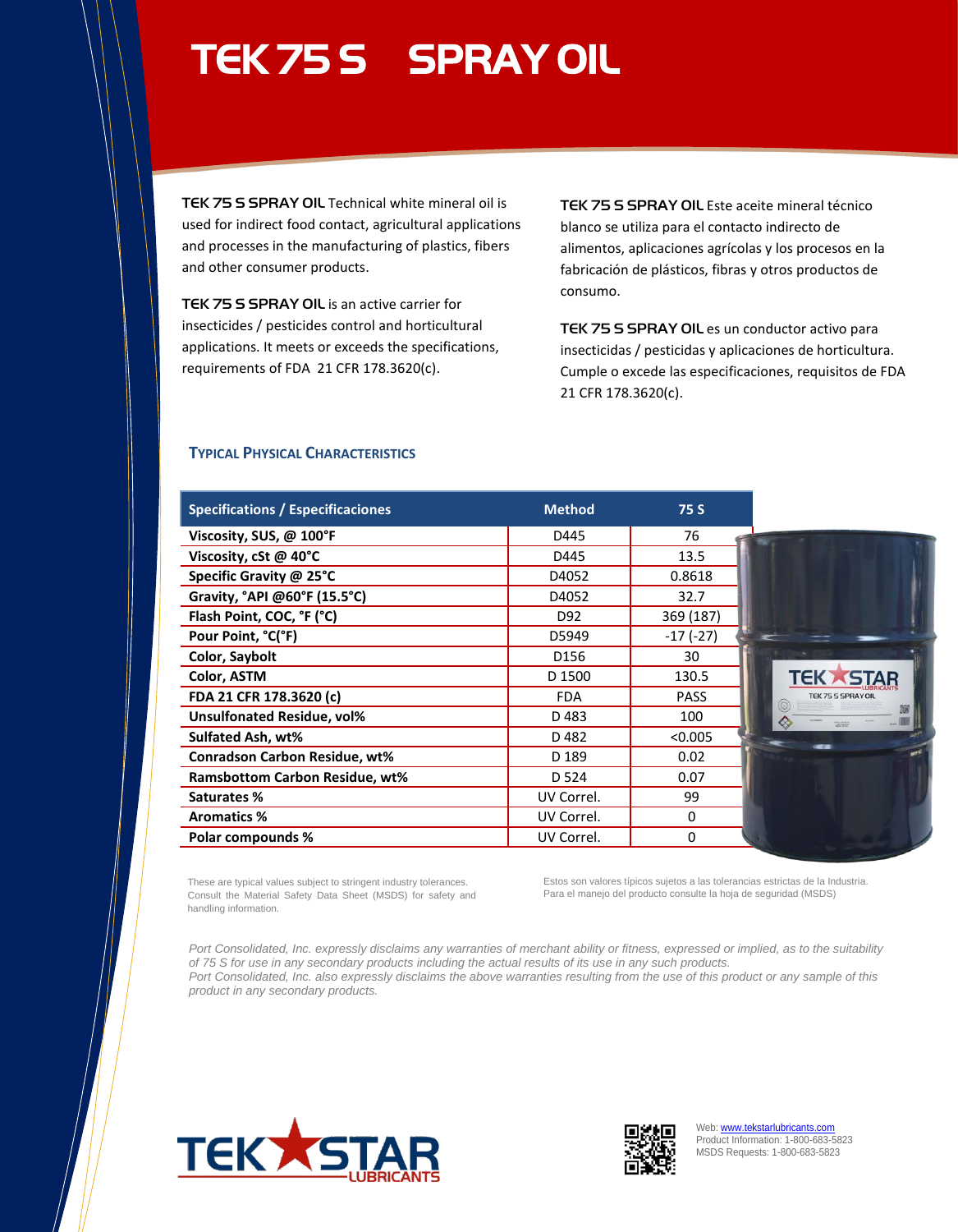# TEK 75 S SPRAY OIL

**TEK 75 S SPRAY OIL** Technical white mineral oil is used for indirect food contact, agricultural applications and processes in the manufacturing of plastics, fibers and other consumer products.

**TEK 75 S SPRAY OIL** is an active carrier for insecticides / pesticides control and horticultural applications. It meets or exceeds the specifications, requirements of FDA 21 CFR 178.3620(c).

**TEK 75 S SPRAY OIL** Este aceite mineral técnico blanco se utiliza para el contacto indirecto de alimentos, aplicaciones agrícolas y los procesos en la fabricación de plásticos, fibras y otros productos de consumo.

**TEK 75 S SPRAY OIL** es un conductor activo para insecticidas / pesticidas y aplicaciones de horticultura. Cumple o excede las especificaciones, requisitos de FDA 21 CFR 178.3620(c).

## Typical Physical Characteristics

| Specifications / Especificaciones | Method | 75 S |
|---|---|---|
| **Viscosity, SUS, @ 100°F** | D445 | 76 |
| **Viscosity, cSt @ 40°C** | D445 | 13.5 |
| **Specific Gravity @ 25°C** | D4052 | 0.8618 |
| **Gravity, °API @60°F (15.5°C)** | D4052 | 32.7 |
| **Flash Point, COC, °F (°C)** | D92 | 369 (187) |
| **Pour Point, °C(°F)** | D5949 | -17 (-27) |
| **Color, Saybolt** | D156 | 30 |
| **Color, ASTM** | D 1500 | 130.5 |
| **FDA 21 CFR 178.3620 (c)** | FDA | PASS |
| **Unsulfonated Residue, vol%** | D 483 | 100 |
| **Sulfated Ash, wt%** | D 482 | <0.005 |
| **Conradson Carbon Residue, wt%** | D 189 | 0.02 |
| **Ramsbottom Carbon Residue, wt%** | D 524 | 0.07 |
| **Saturates %** | UV Correl. | 99 |
| **Aromatics %** | UV Correl. | 0 |
| **Polar compounds %** | UV Correl. | 0 |

These are typical values subject to stringent industry tolerances. Consult the Material Safety Data Sheet (MSDS) for safety and handling information.

Estos son valores típicos sujetos a las tolerancias estrictas de la Industria. Para el manejo del producto consulte la hoja de seguridad (MSDS)

*Port Consolidated, Inc. expressly disclaims any warranties of merchant ability or fitness, expressed or implied, as to the suitability of 75 S for use in any secondary products including the actual results of its use in any such products.*
*Port Consolidated, Inc. also expressly disclaims the above warranties resulting from the use of this product or any sample of this product in any secondary products.*

TEK STAR LUBRICANTS

Web: www.tekstarlubricants.com
Product Information: 1-800-683-5823
MSDS Requests: 1-800-683-5823